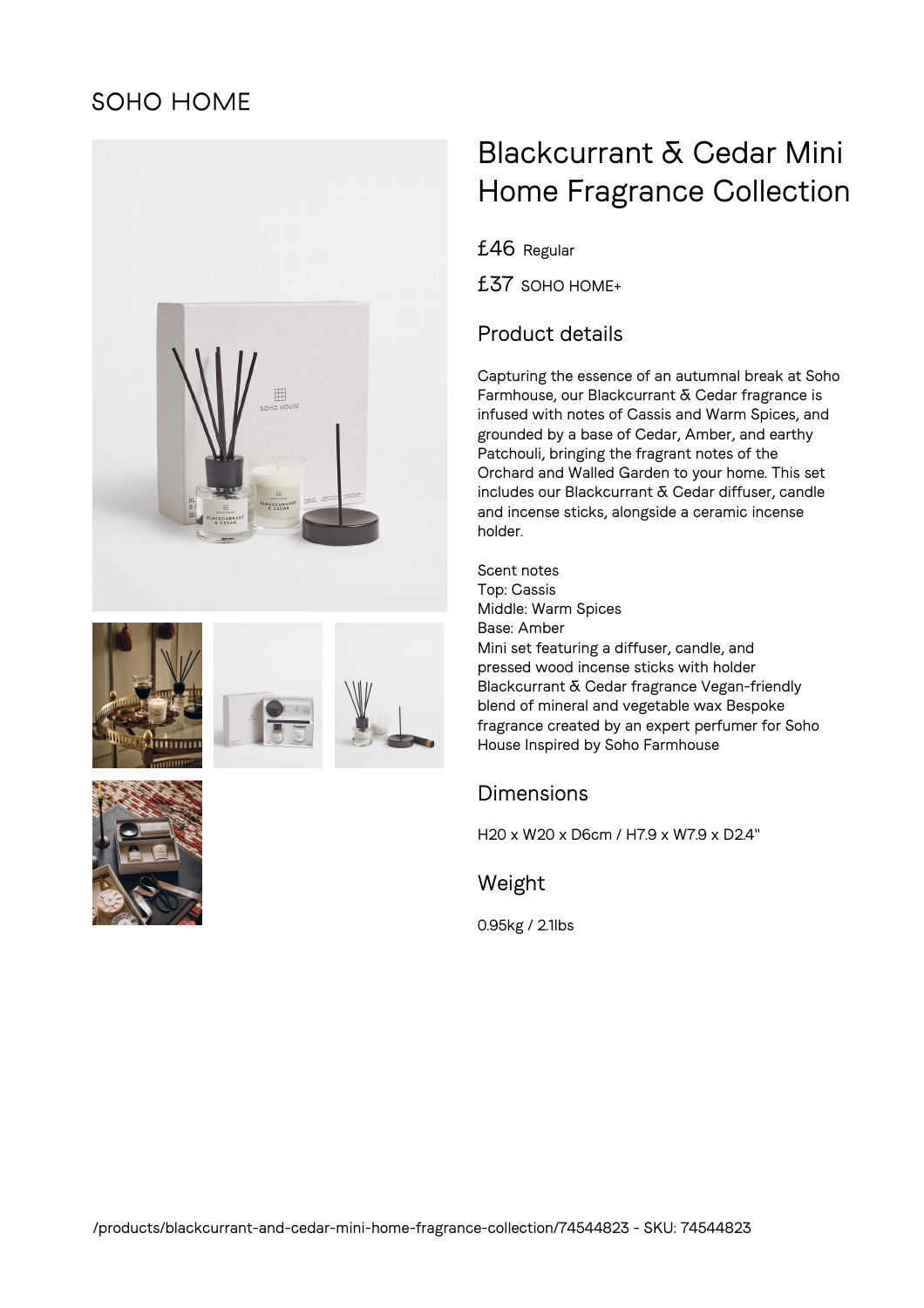SOHO HOME

# Blackcurrant & Cedar Mini Home Fragrance Collection

£46 Regular

£37 SOHO HOME+

## Product details

Capturing the essence of an autumnal break at Soho Farmhouse, our Blackcurrant & Cedar fragrance is infused with notes of Cassis and Warm Spices, and grounded by a base of Cedar, Amber, and earthy Patchouli, bringing the fragrant notes of the Orchard and Walled Garden to your home. This set includes our Blackcurrant & Cedar diffuser, candle and incense sticks, alongside a ceramic incense holder.

Scent notes
Top: Cassis
Middle: Warm Spices
Base: Amber
Mini set featuring a diffuser, candle, and pressed wood incense sticks with holder Blackcurrant & Cedar fragrance Vegan-friendly blend of mineral and vegetable wax Bespoke fragrance created by an expert perfumer for Soho House Inspired by Soho Farmhouse

## Dimensions

H20 x W20 x D6cm / H7.9 x W7.9 x D2.4"

## Weight

0.95kg / 2.1lbs

/products/blackcurrant-and-cedar-mini-home-fragrance-collection/74544823 - SKU: 74544823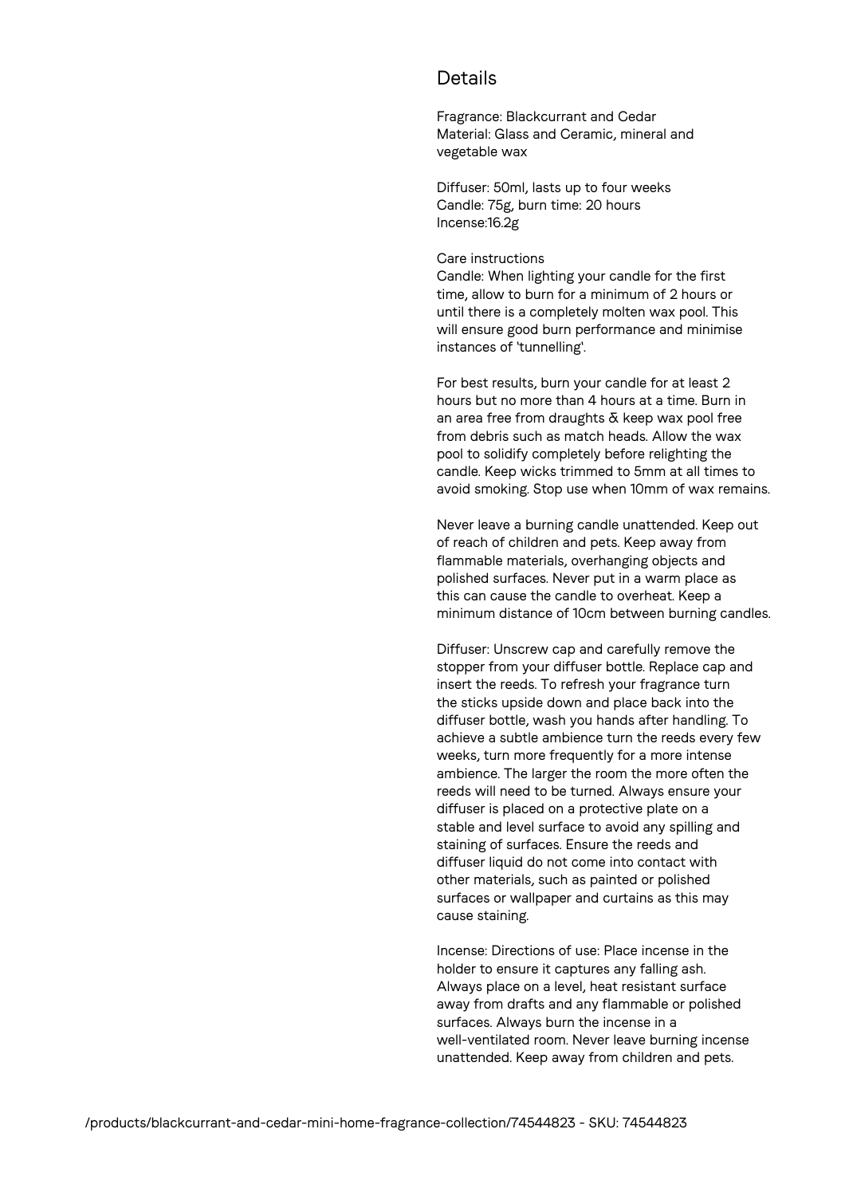## Details

Fragrance: Blackcurrant and Cedar
Material: Glass and Ceramic, mineral and vegetable wax

Diffuser: 50ml, lasts up to four weeks
Candle: 75g, burn time: 20 hours
Incense:16.2g

Care instructions
Candle: When lighting your candle for the first time, allow to burn for a minimum of 2 hours or until there is a completely molten wax pool. This will ensure good burn performance and minimise instances of 'tunnelling'.

For best results, burn your candle for at least 2 hours but no more than 4 hours at a time. Burn in an area free from draughts & keep wax pool free from debris such as match heads. Allow the wax pool to solidify completely before relighting the candle. Keep wicks trimmed to 5mm at all times to avoid smoking. Stop use when 10mm of wax remains.

Never leave a burning candle unattended. Keep out of reach of children and pets. Keep away from flammable materials, overhanging objects and polished surfaces. Never put in a warm place as this can cause the candle to overheat. Keep a minimum distance of 10cm between burning candles.

Diffuser: Unscrew cap and carefully remove the stopper from your diffuser bottle. Replace cap and insert the reeds. To refresh your fragrance turn the sticks upside down and place back into the diffuser bottle, wash you hands after handling. To achieve a subtle ambience turn the reeds every few weeks, turn more frequently for a more intense ambience. The larger the room the more often the reeds will need to be turned. Always ensure your diffuser is placed on a protective plate on a stable and level surface to avoid any spilling and staining of surfaces. Ensure the reeds and diffuser liquid do not come into contact with other materials, such as painted or polished surfaces or wallpaper and curtains as this may cause staining.

Incense: Directions of use: Place incense in the holder to ensure it captures any falling ash. Always place on a level, heat resistant surface away from drafts and any flammable or polished surfaces. Always burn the incense in a well-ventilated room. Never leave burning incense unattended. Keep away from children and pets.

/products/blackcurrant-and-cedar-mini-home-fragrance-collection/74544823 - SKU: 74544823